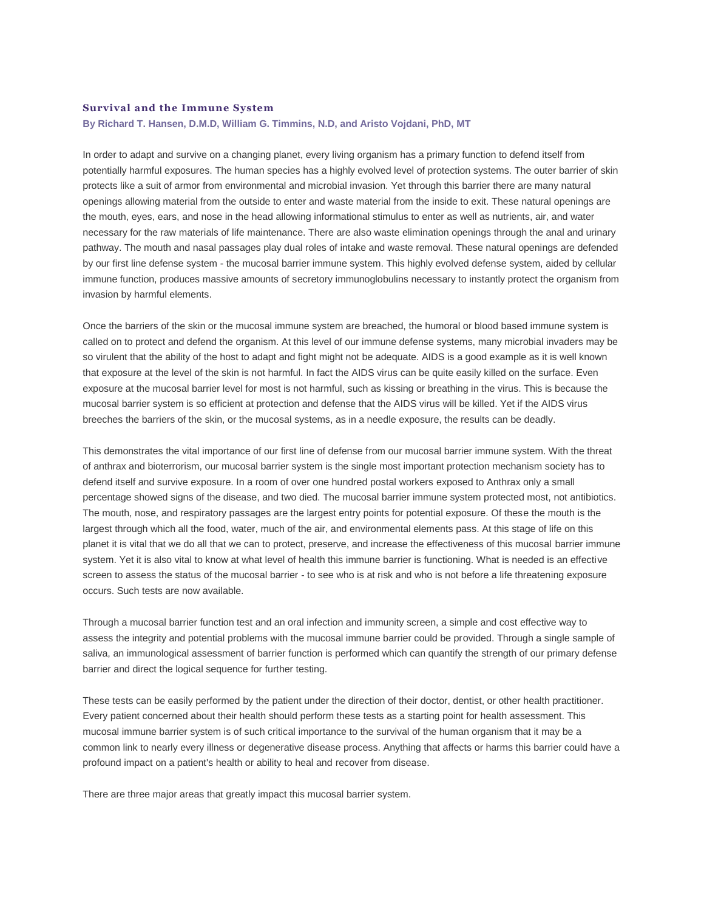### Survival and the Immune System

**By Richard T. Hansen, D.M.D, William G. Timmins, N.D, and Aristo Vojdani, PhD, MT**

In order to adapt and survive on a changing planet, every living organism has a primary function to defend itself from potentially harmful exposures. The human species has a highly evolved level of protection systems. The outer barrier of skin protects like a suit of armor from environmental and microbial invasion. Yet through this barrier there are many natural openings allowing material from the outside to enter and waste material from the inside to exit. These natural openings are the mouth, eyes, ears, and nose in the head allowing informational stimulus to enter as well as nutrients, air, and water necessary for the raw materials of life maintenance. There are also waste elimination openings through the anal and urinary pathway. The mouth and nasal passages play dual roles of intake and waste removal. These natural openings are defended by our first line defense system - the mucosal barrier immune system. This highly evolved defense system, aided by cellular immune function, produces massive amounts of secretory immunoglobulins necessary to instantly protect the organism from invasion by harmful elements.

Once the barriers of the skin or the mucosal immune system are breached, the humoral or blood based immune system is called on to protect and defend the organism. At this level of our immune defense systems, many microbial invaders may be so virulent that the ability of the host to adapt and fight might not be adequate. AIDS is a good example as it is well known that exposure at the level of the skin is not harmful. In fact the AIDS virus can be quite easily killed on the surface. Even exposure at the mucosal barrier level for most is not harmful, such as kissing or breathing in the virus. This is because the mucosal barrier system is so efficient at protection and defense that the AIDS virus will be killed. Yet if the AIDS virus breeches the barriers of the skin, or the mucosal systems, as in a needle exposure, the results can be deadly.

This demonstrates the vital importance of our first line of defense from our mucosal barrier immune system. With the threat of anthrax and bioterrorism, our mucosal barrier system is the single most important protection mechanism society has to defend itself and survive exposure. In a room of over one hundred postal workers exposed to Anthrax only a small percentage showed signs of the disease, and two died. The mucosal barrier immune system protected most, not antibiotics. The mouth, nose, and respiratory passages are the largest entry points for potential exposure. Of these the mouth is the largest through which all the food, water, much of the air, and environmental elements pass. At this stage of life on this planet it is vital that we do all that we can to protect, preserve, and increase the effectiveness of this mucosal barrier immune system. Yet it is also vital to know at what level of health this immune barrier is functioning. What is needed is an effective screen to assess the status of the mucosal barrier - to see who is at risk and who is not before a life threatening exposure occurs. Such tests are now available.

Through a mucosal barrier function test and an oral infection and immunity screen, a simple and cost effective way to assess the integrity and potential problems with the mucosal immune barrier could be provided. Through a single sample of saliva, an immunological assessment of barrier function is performed which can quantify the strength of our primary defense barrier and direct the logical sequence for further testing.

These tests can be easily performed by the patient under the direction of their doctor, dentist, or other health practitioner. Every patient concerned about their health should perform these tests as a starting point for health assessment. This mucosal immune barrier system is of such critical importance to the survival of the human organism that it may be a common link to nearly every illness or degenerative disease process. Anything that affects or harms this barrier could have a profound impact on a patient's health or ability to heal and recover from disease.

There are three major areas that greatly impact this mucosal barrier system.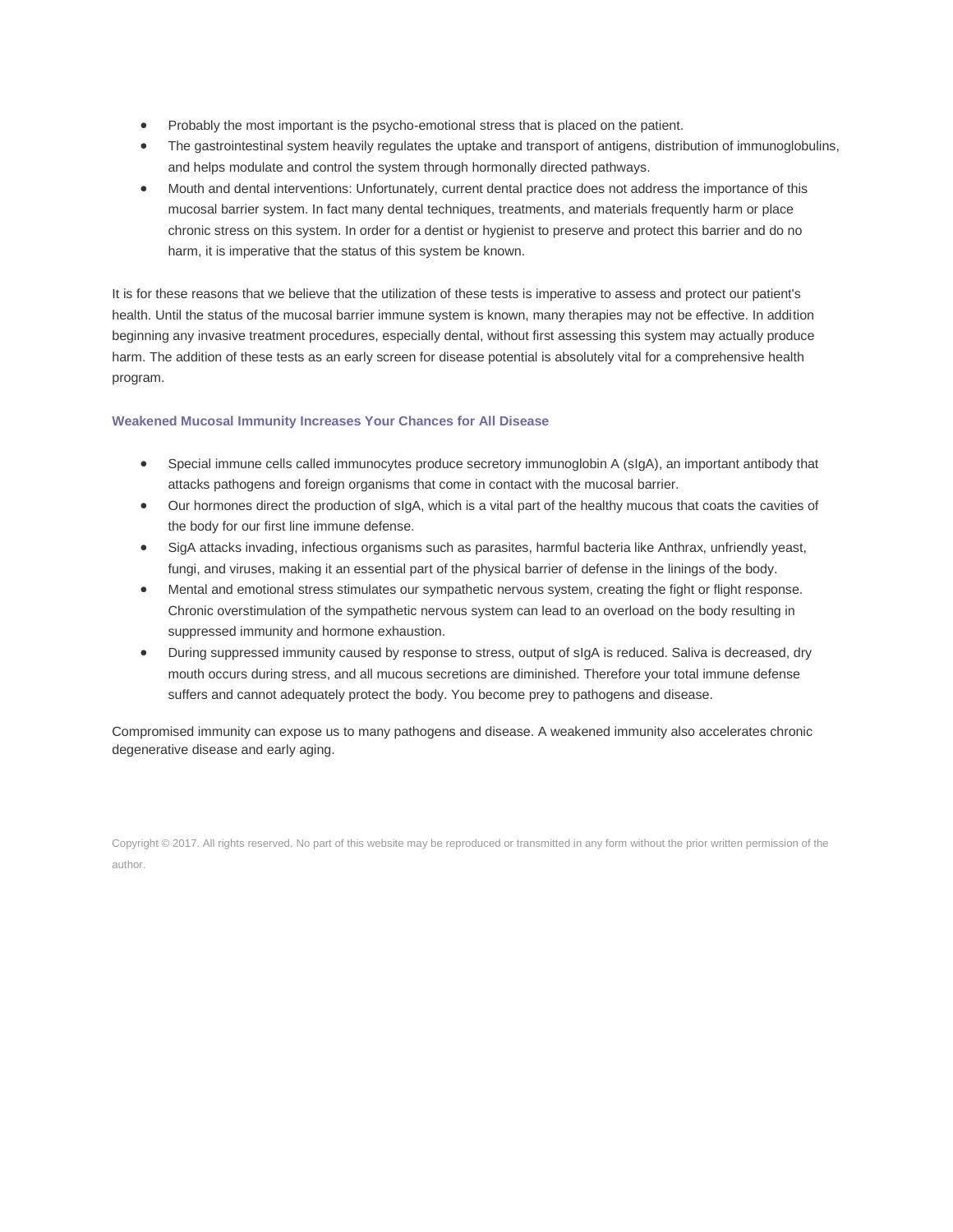- Probably the most important is the psycho-emotional stress that is placed on the patient.
- The gastrointestinal system heavily regulates the uptake and transport of antigens, distribution of immunoglobulins, and helps modulate and control the system through hormonally directed pathways.
- Mouth and dental interventions: Unfortunately, current dental practice does not address the importance of this mucosal barrier system. In fact many dental techniques, treatments, and materials frequently harm or place chronic stress on this system. In order for a dentist or hygienist to preserve and protect this barrier and do no harm, it is imperative that the status of this system be known.

It is for these reasons that we believe that the utilization of these tests is imperative to assess and protect our patient's health. Until the status of the mucosal barrier immune system is known, many therapies may not be effective. In addition beginning any invasive treatment procedures, especially dental, without first assessing this system may actually produce harm. The addition of these tests as an early screen for disease potential is absolutely vital for a comprehensive health program.

### Weakened Mucosal Immunity Increases Your Chances for All Disease

- Special immune cells called immunocytes produce secretory immunoglobin A (sIgA), an important antibody that attacks pathogens and foreign organisms that come in contact with the mucosal barrier.
- Our hormones direct the production of sIgA, which is a vital part of the healthy mucous that coats the cavities of the body for our first line immune defense.
- SigA attacks invading, infectious organisms such as parasites, harmful bacteria like Anthrax, unfriendly yeast, fungi, and viruses, making it an essential part of the physical barrier of defense in the linings of the body.
- Mental and emotional stress stimulates our sympathetic nervous system, creating the fight or flight response. Chronic overstimulation of the sympathetic nervous system can lead to an overload on the body resulting in suppressed immunity and hormone exhaustion.
- During suppressed immunity caused by response to stress, output of sIgA is reduced. Saliva is decreased, dry mouth occurs during stress, and all mucous secretions are diminished. Therefore your total immune defense suffers and cannot adequately protect the body. You become prey to pathogens and disease.

Compromised immunity can expose us to many pathogens and disease. A weakened immunity also accelerates chronic degenerative disease and early aging.

Copyright © 2017. All rights reserved. No part of this website may be reproduced or transmitted in any form without the prior written permission of the author.